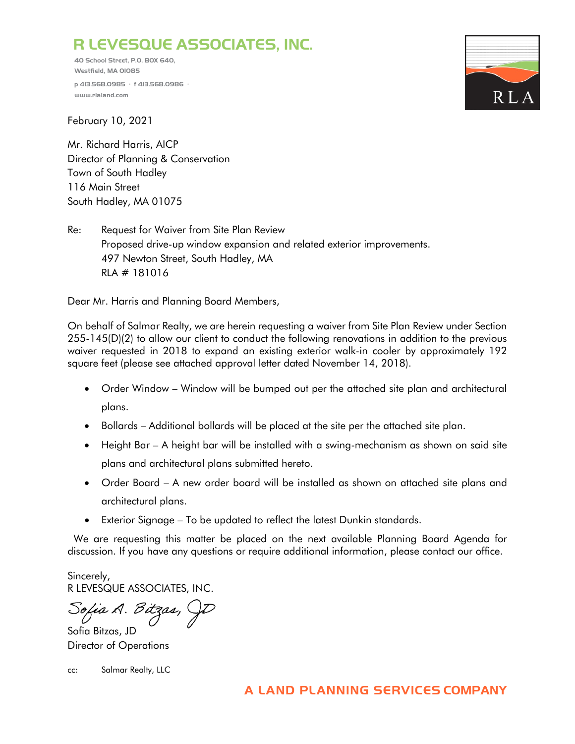# R LEVESQUE ASSOCIATES, INC.

40 School Street, P.O. BOX 640,
Westfield, MA 01085

p 413.568.0985 · f 413.568.0986 ·
www.rlaland.com

RLA

February 10, 2021

Mr. Richard Harris, AICP
Director of Planning & Conservation
Town of South Hadley
116 Main Street
South Hadley, MA 01075

Re: Request for Waiver from Site Plan Review
Proposed drive-up window expansion and related exterior improvements.
497 Newton Street, South Hadley, MA
RLA # 181016

Dear Mr. Harris and Planning Board Members,

On behalf of Salmar Realty, we are herein requesting a waiver from Site Plan Review under Section 255-145(D)(2) to allow our client to conduct the following renovations in addition to the previous waiver requested in 2018 to expand an existing exterior walk-in cooler by approximately 192 square feet (please see attached approval letter dated November 14, 2018).

- Order Window – Window will be bumped out per the attached site plan and architectural plans.
- Bollards – Additional bollards will be placed at the site per the attached site plan.
- Height Bar – A height bar will be installed with a swing-mechanism as shown on said site plans and architectural plans submitted hereto.
- Order Board – A new order board will be installed as shown on attached site plans and architectural plans.
- Exterior Signage – To be updated to reflect the latest Dunkin standards.

We are requesting this matter be placed on the next available Planning Board Agenda for discussion. If you have any questions or require additional information, please contact our office.

Sincerely,
R LEVESQUE ASSOCIATES, INC.

*Sofia A. Bitzas, JD*

Sofia Bitzas, JD
Director of Operations

cc: Salmar Realty, LLC

A LAND PLANNING SERVICES COMPANY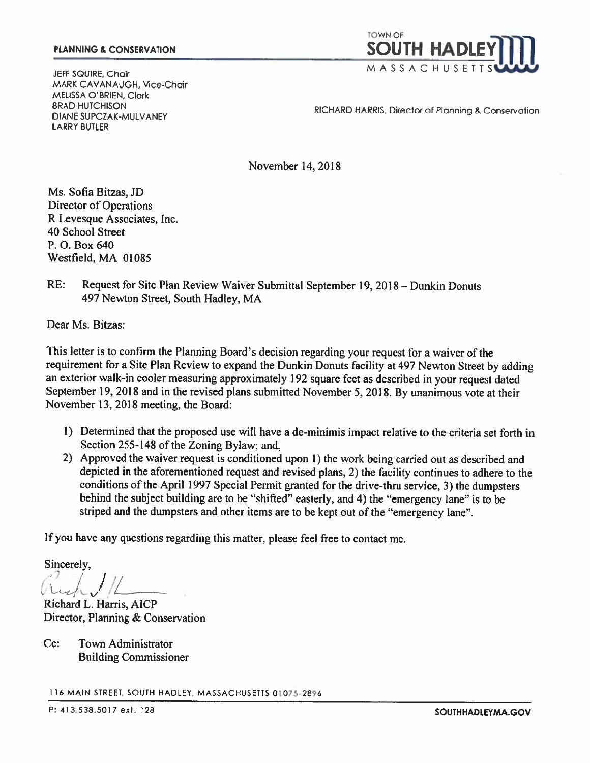**PLANNING & CONSERVATION**

TOWN OF
**SOUTH HADLEY**
MASSACHUSETTS

JEFF SQUIRE, Chair
MARK CAVANAUGH, Vice-Chair
MELISSA O'BRIEN, Clerk
BRAD HUTCHISON
DIANE SUPCZAK-MULVANEY
LARRY BUTLER

RICHARD HARRIS, Director of Planning & Conservation

November 14, 2018

Ms. Sofia Bitzas, JD
Director of Operations
R Levesque Associates, Inc.
40 School Street
P. O. Box 640
Westfield, MA 01085

RE: Request for Site Plan Review Waiver Submittal September 19, 2018 – Dunkin Donuts
497 Newton Street, South Hadley, MA

Dear Ms. Bitzas:

This letter is to confirm the Planning Board's decision regarding your request for a waiver of the requirement for a Site Plan Review to expand the Dunkin Donuts facility at 497 Newton Street by adding an exterior walk-in cooler measuring approximately 192 square feet as described in your request dated September 19, 2018 and in the revised plans submitted November 5, 2018. By unanimous vote at their November 13, 2018 meeting, the Board:

1) Determined that the proposed use will have a de-minimis impact relative to the criteria set forth in Section 255-148 of the Zoning Bylaw; and,
2) Approved the waiver request is conditioned upon 1) the work being carried out as described and depicted in the aforementioned request and revised plans, 2) the facility continues to adhere to the conditions of the April 1997 Special Permit granted for the drive-thru service, 3) the dumpsters behind the subject building are to be "shifted" easterly, and 4) the "emergency lane" is to be striped and the dumpsters and other items are to be kept out of the "emergency lane".

If you have any questions regarding this matter, please feel free to contact me.

Sincerely,

Richard L. Harris, AICP
Director, Planning & Conservation

Cc: Town Administrator
Building Commissioner

116 MAIN STREET, SOUTH HADLEY, MASSACHUSETTS 01075-2896

P: 413.538.5017 ext. 128 SOUTHHADLEYMA.GOV